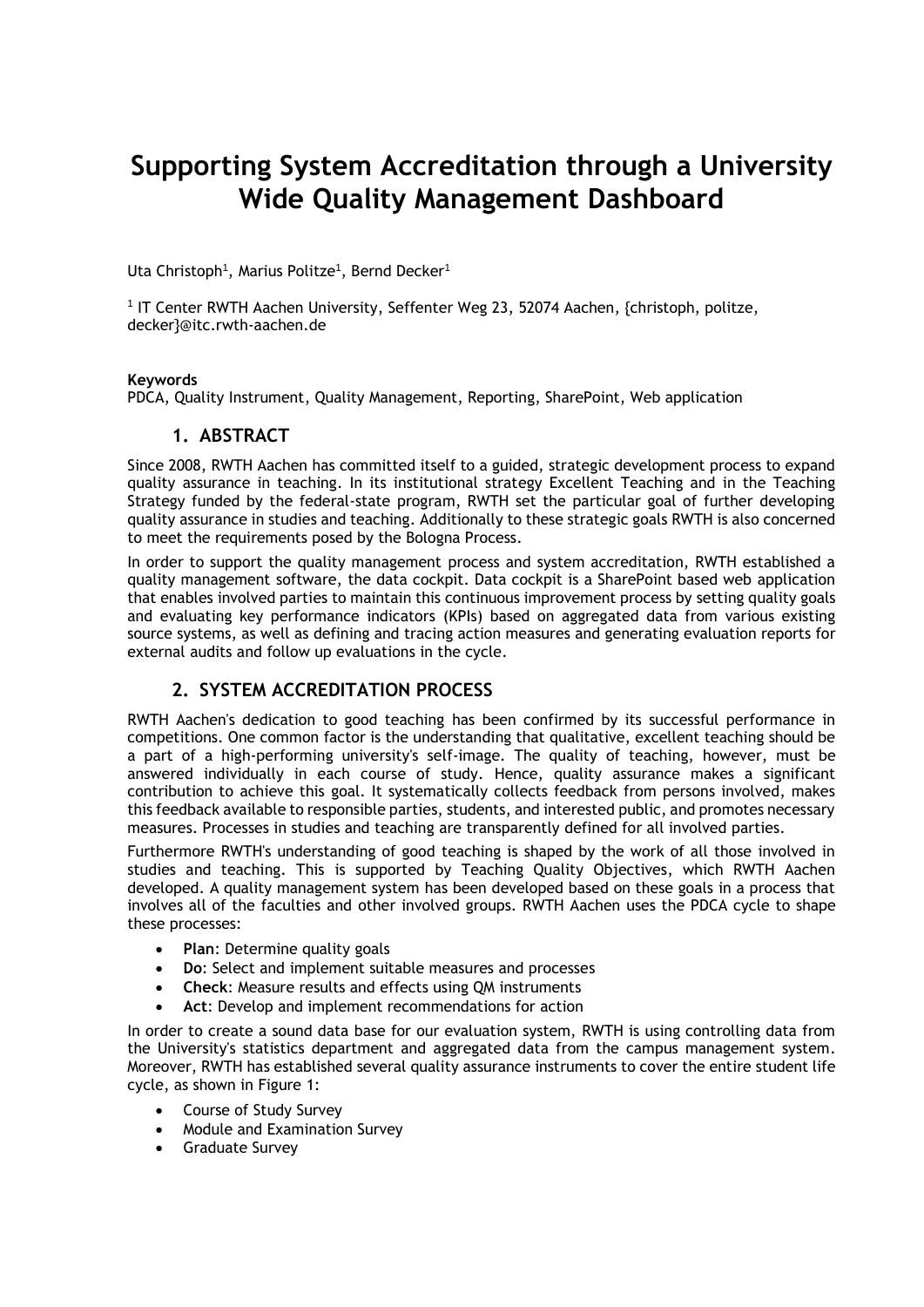# Supporting System Accreditation through a University Wide Quality Management Dashboard

Uta Christoph[1], Marius Politze[1], Bernd Decker[1]

[1] IT Center RWTH Aachen University, Seffenter Weg 23, 52074 Aachen, {christoph, politze, decker}@itc.rwth-aachen.de

**Keywords**

PDCA, Quality Instrument, Quality Management, Reporting, SharePoint, Web application

## 1. ABSTRACT

Since 2008, RWTH Aachen has committed itself to a guided, strategic development process to expand quality assurance in teaching. In its institutional strategy Excellent Teaching and in the Teaching Strategy funded by the federal-state program, RWTH set the particular goal of further developing quality assurance in studies and teaching. Additionally to these strategic goals RWTH is also concerned to meet the requirements posed by the Bologna Process.

In order to support the quality management process and system accreditation, RWTH established a quality management software, the data cockpit. Data cockpit is a SharePoint based web application that enables involved parties to maintain this continuous improvement process by setting quality goals and evaluating key performance indicators (KPIs) based on aggregated data from various existing source systems, as well as defining and tracing action measures and generating evaluation reports for external audits and follow up evaluations in the cycle.

## 2. SYSTEM ACCREDITATION PROCESS

RWTH Aachen's dedication to good teaching has been confirmed by its successful performance in competitions. One common factor is the understanding that qualitative, excellent teaching should be a part of a high-performing university's self-image. The quality of teaching, however, must be answered individually in each course of study. Hence, quality assurance makes a significant contribution to achieve this goal. It systematically collects feedback from persons involved, makes this feedback available to responsible parties, students, and interested public, and promotes necessary measures. Processes in studies and teaching are transparently defined for all involved parties.

Furthermore RWTH's understanding of good teaching is shaped by the work of all those involved in studies and teaching. This is supported by Teaching Quality Objectives, which RWTH Aachen developed. A quality management system has been developed based on these goals in a process that involves all of the faculties and other involved groups. RWTH Aachen uses the PDCA cycle to shape these processes:

- **Plan**: Determine quality goals
- **Do**: Select and implement suitable measures and processes
- **Check**: Measure results and effects using QM instruments
- **Act**: Develop and implement recommendations for action

In order to create a sound data base for our evaluation system, RWTH is using controlling data from the University's statistics department and aggregated data from the campus management system. Moreover, RWTH has established several quality assurance instruments to cover the entire student life cycle, as shown in Figure 1:

- Course of Study Survey
- Module and Examination Survey
- Graduate Survey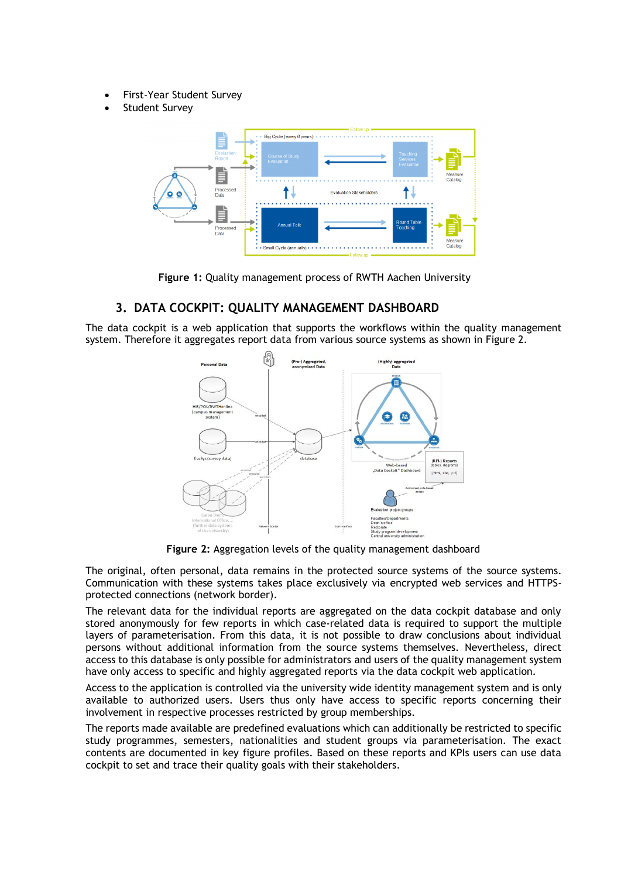- First-Year Student Survey
- Student Survey

**Figure 1:** Quality management process of RWTH Aachen University

## 3. DATA COCKPIT: QUALITY MANAGEMENT DASHBOARD

The data cockpit is a web application that supports the workflows within the quality management system. Therefore it aggregates report data from various source systems as shown in Figure 2.

**Figure 2:** Aggregation levels of the quality management dashboard

The original, often personal, data remains in the protected source systems of the source systems. Communication with these systems takes place exclusively via encrypted web services and HTTPS-protected connections (network border).

The relevant data for the individual reports are aggregated on the data cockpit database and only stored anonymously for few reports in which case-related data is required to support the multiple layers of parameterisation. From this data, it is not possible to draw conclusions about individual persons without additional information from the source systems themselves. Nevertheless, direct access to this database is only possible for administrators and users of the quality management system have only access to specific and highly aggregated reports via the data cockpit web application.

Access to the application is controlled via the university wide identity management system and is only available to authorized users. Users thus only have access to specific reports concerning their involvement in respective processes restricted by group memberships.

The reports made available are predefined evaluations which can additionally be restricted to specific study programmes, semesters, nationalities and student groups via parameterisation. The exact contents are documented in key figure profiles. Based on these reports and KPIs users can use data cockpit to set and trace their quality goals with their stakeholders.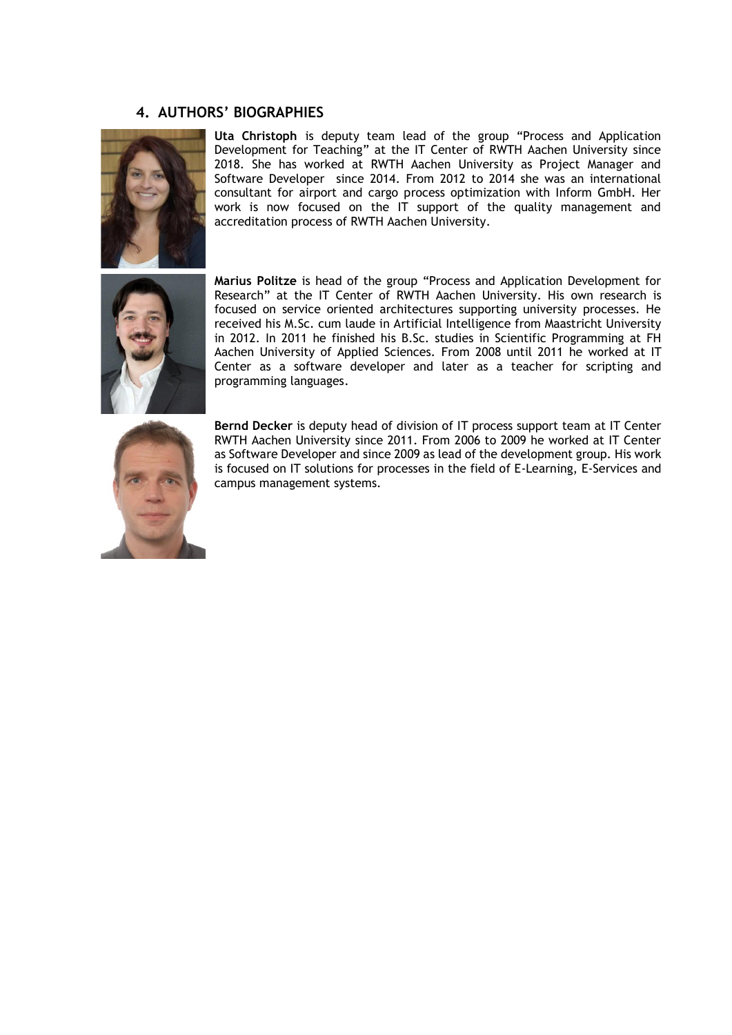## 4. AUTHORS' BIOGRAPHIES

**Uta Christoph** is deputy team lead of the group "Process and Application Development for Teaching" at the IT Center of RWTH Aachen University since 2018. She has worked at RWTH Aachen University as Project Manager and Software Developer since 2014. From 2012 to 2014 she was an international consultant for airport and cargo process optimization with Inform GmbH. Her work is now focused on the IT support of the quality management and accreditation process of RWTH Aachen University.

**Marius Politze** is head of the group "Process and Application Development for Research" at the IT Center of RWTH Aachen University. His own research is focused on service oriented architectures supporting university processes. He received his M.Sc. cum laude in Artificial Intelligence from Maastricht University in 2012. In 2011 he finished his B.Sc. studies in Scientific Programming at FH Aachen University of Applied Sciences. From 2008 until 2011 he worked at IT Center as a software developer and later as a teacher for scripting and programming languages.

**Bernd Decker** is deputy head of division of IT process support team at IT Center RWTH Aachen University since 2011. From 2006 to 2009 he worked at IT Center as Software Developer and since 2009 as lead of the development group. His work is focused on IT solutions for processes in the field of E-Learning, E-Services and campus management systems.